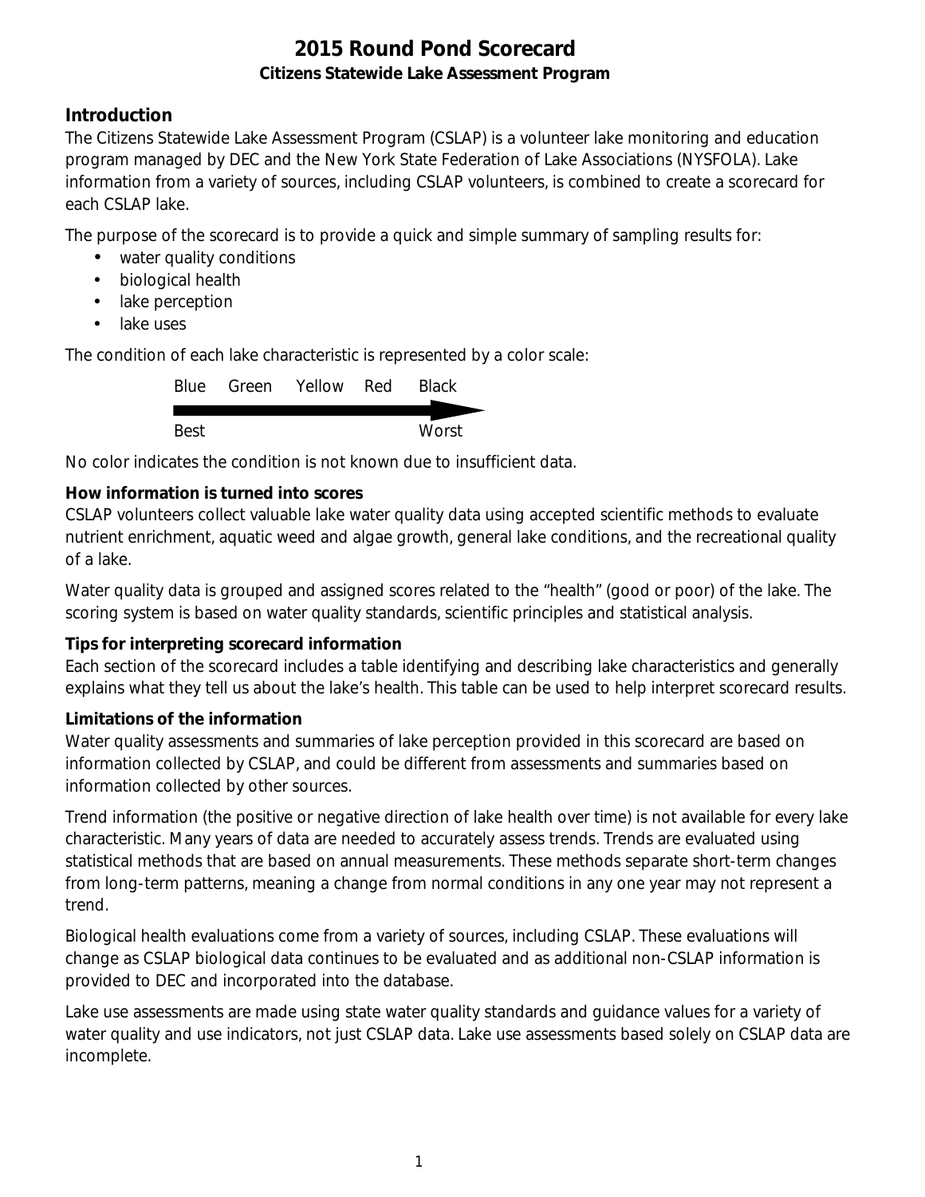# 2015 Round Pond Scorecard

**Citizens Statewide Lake Assessment Program**

## Introduction

The Citizens Statewide Lake Assessment Program (CSLAP) is a volunteer lake monitoring and education program managed by DEC and the New York State Federation of Lake Associations (NYSFOLA). Lake information from a variety of sources, including CSLAP volunteers, is combined to create a scorecard for each CSLAP lake.

The purpose of the scorecard is to provide a quick and simple summary of sampling results for:

- water quality conditions
- biological health
- lake perception
- lake uses

The condition of each lake characteristic is represented by a color scale:

Blue Green Yellow Red Black

Best → Worst

No color indicates the condition is not known due to insufficient data.

### How information is turned into scores

CSLAP volunteers collect valuable lake water quality data using accepted scientific methods to evaluate nutrient enrichment, aquatic weed and algae growth, general lake conditions, and the recreational quality of a lake.

Water quality data is grouped and assigned scores related to the "health" (good or poor) of the lake. The scoring system is based on water quality standards, scientific principles and statistical analysis.

### Tips for interpreting scorecard information

Each section of the scorecard includes a table identifying and describing lake characteristics and generally explains what they tell us about the lake's health. This table can be used to help interpret scorecard results.

### Limitations of the information

Water quality assessments and summaries of lake perception provided in this scorecard are based on information collected by CSLAP, and could be different from assessments and summaries based on information collected by other sources.

Trend information (the positive or negative direction of lake health over time) is not available for every lake characteristic. Many years of data are needed to accurately assess trends. Trends are evaluated using statistical methods that are based on annual measurements. These methods separate short-term changes from long-term patterns, meaning a change from normal conditions in any one year may not represent a trend.

Biological health evaluations come from a variety of sources, including CSLAP. These evaluations will change as CSLAP biological data continues to be evaluated and as additional non-CSLAP information is provided to DEC and incorporated into the database.

Lake use assessments are made using state water quality standards and guidance values for a variety of water quality and use indicators, not just CSLAP data. Lake use assessments based solely on CSLAP data are incomplete.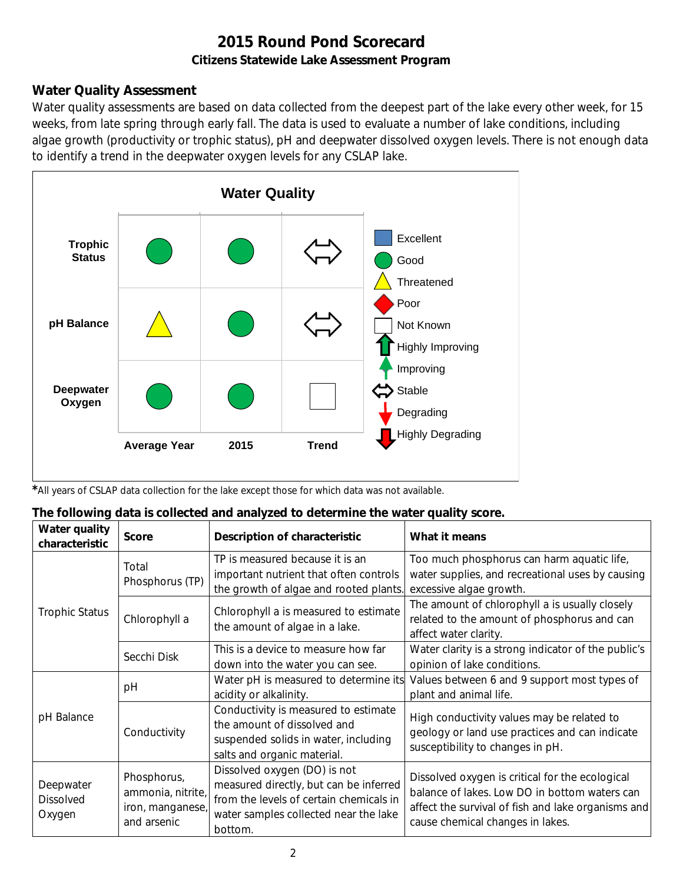# 2015 Round Pond Scorecard

**Citizens Statewide Lake Assessment Program**

## Water Quality Assessment

Water quality assessments are based on data collected from the deepest part of the lake every other week, for 15 weeks, from late spring through early fall. The data is used to evaluate a number of lake conditions, including algae growth (productivity or trophic status), pH and deepwater dissolved oxygen levels. There is not enough data to identify a trend in the deepwater oxygen levels for any CSLAP lake.

### Water Quality

| | Average Year | 2015 | Trend |
|---|---|---|---|
| **Trophic Status** | Good | Good | Stable |
| **pH Balance** | Threatened | Good | Stable |
| **Deepwater Oxygen** | Good | Good | Not Known |

Legend: Excellent, Good, Threatened, Poor, Not Known, Highly Improving, Improving, Stable, Degrading, Highly Degrading

*All years of CSLAP data collection for the lake except those for which data was not available.

**The following data is collected and analyzed to determine the water quality score.**

| Water quality characteristic | Score | Description of characteristic | What it means |
|---|---|---|---|
| Trophic Status | Total Phosphorus (TP) | TP is measured because it is an important nutrient that often controls the growth of algae and rooted plants. | Too much phosphorus can harm aquatic life, water supplies, and recreational uses by causing excessive algae growth. |
| | Chlorophyll a | Chlorophyll a is measured to estimate the amount of algae in a lake. | The amount of chlorophyll a is usually closely related to the amount of phosphorus and can affect water clarity. |
| | Secchi Disk | This is a device to measure how far down into the water you can see. | Water clarity is a strong indicator of the public's opinion of lake conditions. |
| pH Balance | pH | Water pH is measured to determine its acidity or alkalinity. | Values between 6 and 9 support most types of plant and animal life. |
| | Conductivity | Conductivity is measured to estimate the amount of dissolved and suspended solids in water, including salts and organic material. | High conductivity values may be related to geology or land use practices and can indicate susceptibility to changes in pH. |
| Deepwater Dissolved Oxygen | Phosphorus, ammonia, nitrite, iron, manganese, and arsenic | Dissolved oxygen (DO) is not measured directly, but can be inferred from the levels of certain chemicals in water samples collected near the lake bottom. | Dissolved oxygen is critical for the ecological balance of lakes. Low DO in bottom waters can affect the survival of fish and lake organisms and cause chemical changes in lakes. |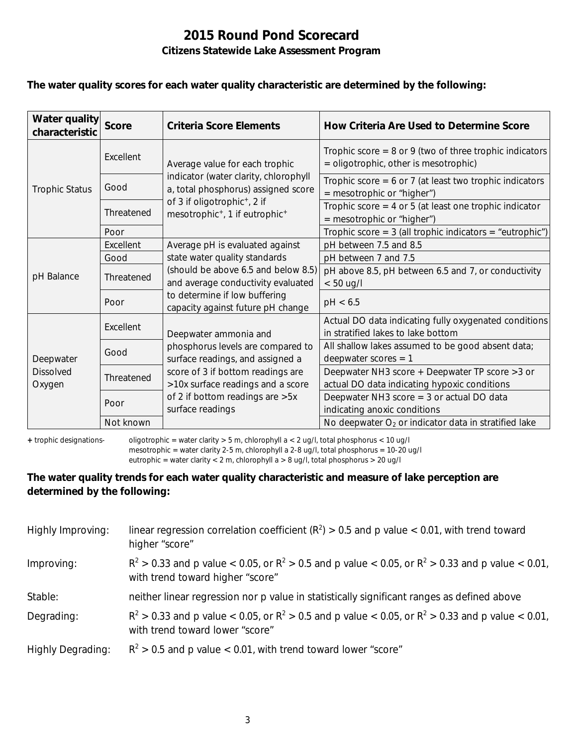# 2015 Round Pond Scorecard

## Citizens Statewide Lake Assessment Program

**The water quality scores for each water quality characteristic are determined by the following:**

| Water quality characteristic | Score | Criteria Score Elements | How Criteria Are Used to Determine Score |
|---|---|---|---|
| Trophic Status | Excellent | Average value for each trophic indicator (water clarity, chlorophyll a, total phosphorus) assigned score of 3 if oligotrophic+, 2 if mesotrophic+, 1 if eutrophic+ | Trophic score = 8 or 9 (two of three trophic indicators = oligotrophic, other is mesotrophic) |
| | Good | | Trophic score = 6 or 7 (at least two trophic indicators = mesotrophic or "higher") |
| | Threatened | | Trophic score = 4 or 5 (at least one trophic indicator = mesotrophic or "higher") |
| | Poor | | Trophic score = 3 (all trophic indicators = "eutrophic") |
| pH Balance | Excellent | Average pH is evaluated against state water quality standards (should be above 6.5 and below 8.5) and average conductivity evaluated to determine if low buffering capacity against future pH change | pH between 7.5 and 8.5 |
| | Good | | pH between 7 and 7.5 |
| | Threatened | | pH above 8.5, pH between 6.5 and 7, or conductivity < 50 ug/l |
| | Poor | | pH < 6.5 |
| Deepwater Dissolved Oxygen | Excellent | Deepwater ammonia and phosphorus levels are compared to surface readings, and assigned a score of 3 if bottom readings are >10x surface readings and a score of 2 if bottom readings are >5x surface readings | Actual DO data indicating fully oxygenated conditions in stratified lakes to lake bottom |
| | Good | | All shallow lakes assumed to be good absent data; deepwater scores = 1 |
| | Threatened | | Deepwater $NH_3$ score + Deepwater TP score >3 or actual DO data indicating hypoxic conditions |
| | Poor | | Deepwater $NH_3$ score = 3 or actual DO data indicating anoxic conditions |
| | Not known | | No deepwater $O_2$ or indicator data in stratified lake |

**+** trophic designations- oligotrophic = water clarity > 5 m, chlorophyll a < 2 ug/l, total phosphorus < 10 ug/l
mesotrophic = water clarity 2-5 m, chlorophyll a 2-8 ug/l, total phosphorus = 10-20 ug/l
eutrophic = water clarity < 2 m, chlorophyll a > 8 ug/l, total phosphorus > 20 ug/l

**The water quality trends for each water quality characteristic and measure of lake perception are determined by the following:**

Highly Improving: linear regression correlation coefficient ($R^2$) > 0.5 and p value < 0.01, with trend toward higher "score"

Improving: $R^2$ > 0.33 and p value < 0.05, or $R^2$ > 0.5 and p value < 0.05, or $R^2$ > 0.33 and p value < 0.01, with trend toward higher "score"

Stable: neither linear regression nor p value in statistically significant ranges as defined above

Degrading: $R^2$ > 0.33 and p value < 0.05, or $R^2$ > 0.5 and p value < 0.05, or $R^2$ > 0.33 and p value < 0.01, with trend toward lower "score"

Highly Degrading: $R^2$ > 0.5 and p value < 0.01, with trend toward lower "score"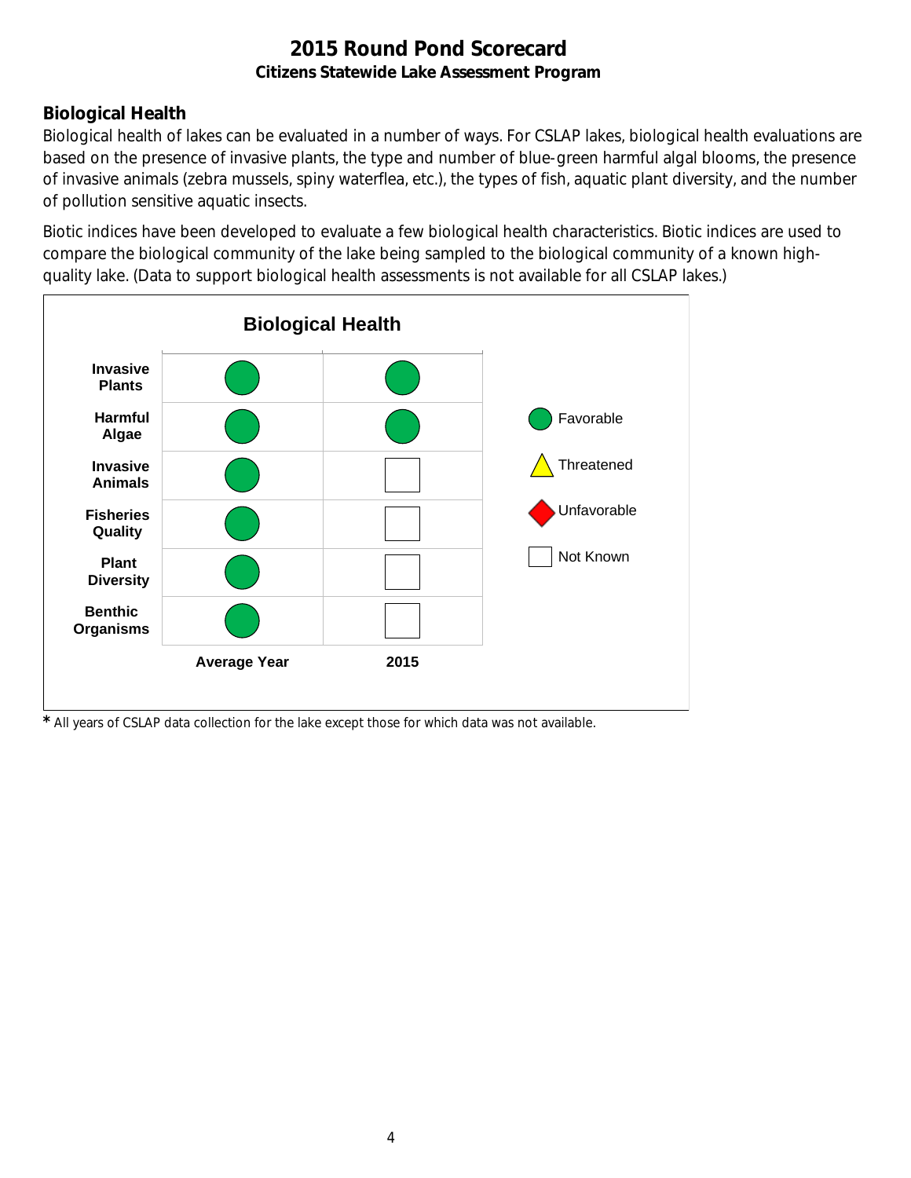# 2015 Round Pond Scorecard

**Citizens Statewide Lake Assessment Program**

## Biological Health

Biological health of lakes can be evaluated in a number of ways. For CSLAP lakes, biological health evaluations are based on the presence of invasive plants, the type and number of blue-green harmful algal blooms, the presence of invasive animals (zebra mussels, spiny waterflea, etc.), the types of fish, aquatic plant diversity, and the number of pollution sensitive aquatic insects.

Biotic indices have been developed to evaluate a few biological health characteristics. Biotic indices are used to compare the biological community of the lake being sampled to the biological community of a known high-quality lake. (Data to support biological health assessments is not available for all CSLAP lakes.)

**Biological Health**

| | Average Year | 2015 |
|---|---|---|
| **Invasive Plants** | Favorable | Favorable |
| **Harmful Algae** | Favorable | Favorable |
| **Invasive Animals** | Favorable | Not Known |
| **Fisheries Quality** | Favorable | Not Known |
| **Plant Diversity** | Favorable | Not Known |
| **Benthic Organisms** | Favorable | Not Known |

Legend: Favorable; Threatened; Unfavorable; Not Known

* All years of CSLAP data collection for the lake except those for which data was not available.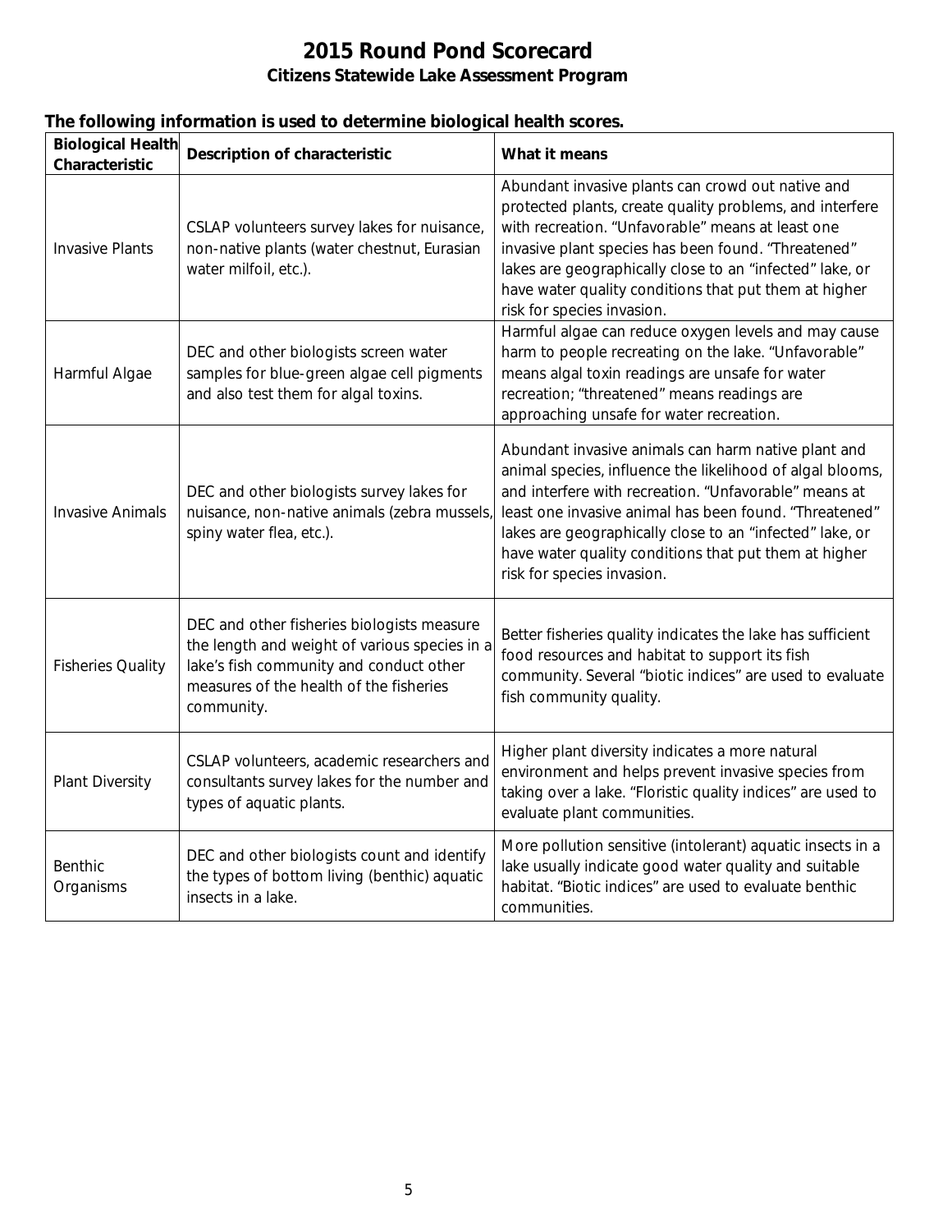# 2015 Round Pond Scorecard

## Citizens Statewide Lake Assessment Program

**The following information is used to determine biological health scores.**

| Biological Health Characteristic | Description of characteristic | What it means |
|---|---|---|
| Invasive Plants | CSLAP volunteers survey lakes for nuisance, non-native plants (water chestnut, Eurasian water milfoil, etc.). | Abundant invasive plants can crowd out native and protected plants, create quality problems, and interfere with recreation. "Unfavorable" means at least one invasive plant species has been found. "Threatened" lakes are geographically close to an "infected" lake, or have water quality conditions that put them at higher risk for species invasion. |
| Harmful Algae | DEC and other biologists screen water samples for blue-green algae cell pigments and also test them for algal toxins. | Harmful algae can reduce oxygen levels and may cause harm to people recreating on the lake. "Unfavorable" means algal toxin readings are unsafe for water recreation; "threatened" means readings are approaching unsafe for water recreation. |
| Invasive Animals | DEC and other biologists survey lakes for nuisance, non-native animals (zebra mussels, spiny water flea, etc.). | Abundant invasive animals can harm native plant and animal species, influence the likelihood of algal blooms, and interfere with recreation. "Unfavorable" means at least one invasive animal has been found. "Threatened" lakes are geographically close to an "infected" lake, or have water quality conditions that put them at higher risk for species invasion. |
| Fisheries Quality | DEC and other fisheries biologists measure the length and weight of various species in a lake's fish community and conduct other measures of the health of the fisheries community. | Better fisheries quality indicates the lake has sufficient food resources and habitat to support its fish community. Several "biotic indices" are used to evaluate fish community quality. |
| Plant Diversity | CSLAP volunteers, academic researchers and consultants survey lakes for the number and types of aquatic plants. | Higher plant diversity indicates a more natural environment and helps prevent invasive species from taking over a lake. "Floristic quality indices" are used to evaluate plant communities. |
| Benthic Organisms | DEC and other biologists count and identify the types of bottom living (benthic) aquatic insects in a lake. | More pollution sensitive (intolerant) aquatic insects in a lake usually indicate good water quality and suitable habitat. "Biotic indices" are used to evaluate benthic communities. |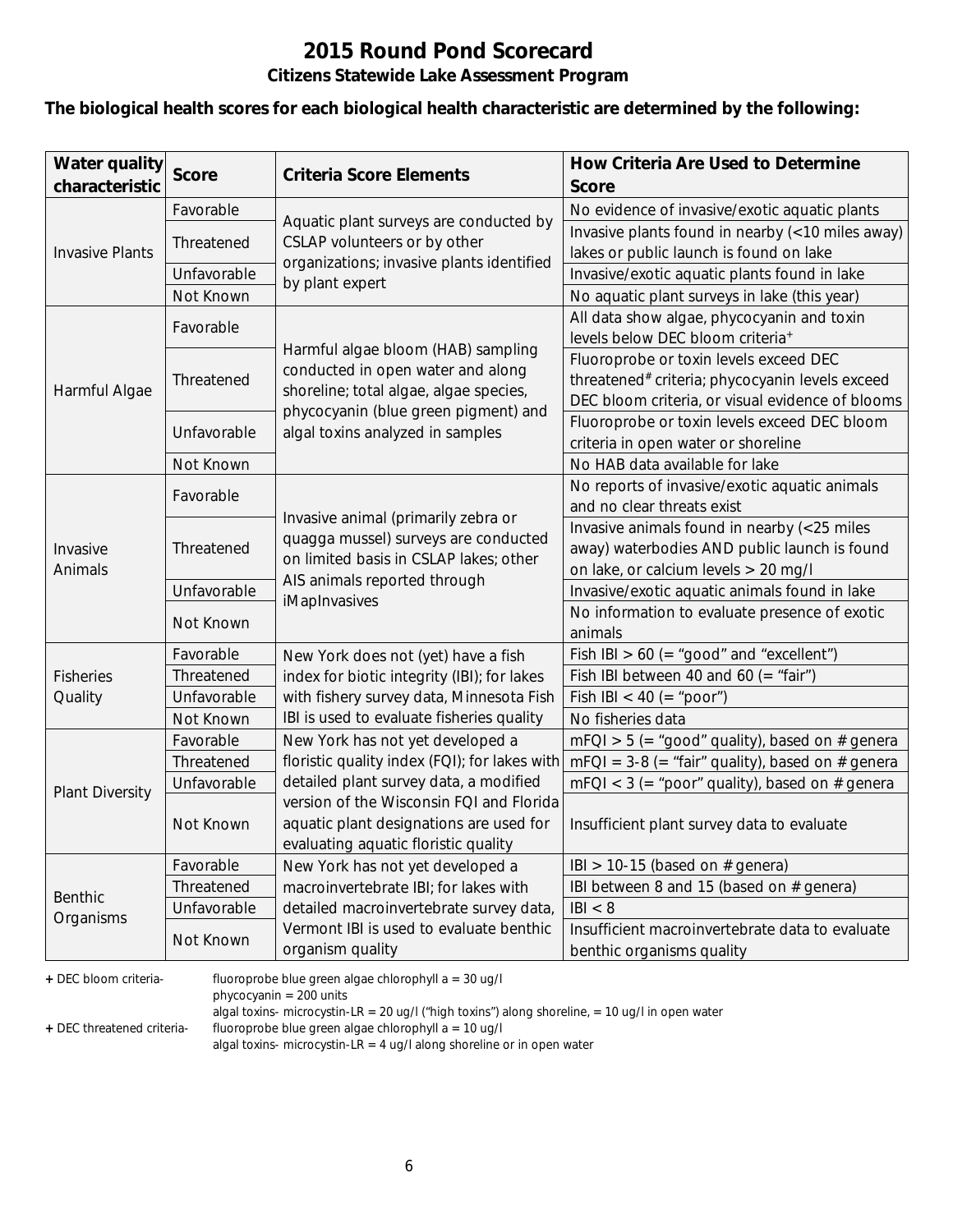# 2015 Round Pond Scorecard

**Citizens Statewide Lake Assessment Program**

**The biological health scores for each biological health characteristic are determined by the following:**

| Water quality characteristic | Score | Criteria Score Elements | How Criteria Are Used to Determine Score |
|---|---|---|---|
| Invasive Plants | Favorable | Aquatic plant surveys are conducted by CSLAP volunteers or by other organizations; invasive plants identified by plant expert | No evidence of invasive/exotic aquatic plants |
| | Threatened | | Invasive plants found in nearby (<10 miles away) lakes or public launch is found on lake |
| | Unfavorable | | Invasive/exotic aquatic plants found in lake |
| | Not Known | | No aquatic plant surveys in lake (this year) |
| Harmful Algae | Favorable | Harmful algae bloom (HAB) sampling conducted in open water and along shoreline; total algae, algae species, phycocyanin (blue green pigment) and algal toxins analyzed in samples | All data show algae, phycocyanin and toxin levels below DEC bloom criteria+ |
| | Threatened | | Fluoroprobe or toxin levels exceed DEC threatened# criteria; phycocyanin levels exceed DEC bloom criteria, or visual evidence of blooms |
| | Unfavorable | | Fluoroprobe or toxin levels exceed DEC bloom criteria in open water or shoreline |
| | Not Known | | No HAB data available for lake |
| Invasive Animals | Favorable | Invasive animal (primarily zebra or quagga mussel) surveys are conducted on limited basis in CSLAP lakes; other AIS animals reported through iMapInvasives | No reports of invasive/exotic aquatic animals and no clear threats exist |
| | Threatened | | Invasive animals found in nearby (<25 miles away) waterbodies AND public launch is found on lake, or calcium levels > 20 mg/l |
| | Unfavorable | | Invasive/exotic aquatic animals found in lake |
| | Not Known | | No information to evaluate presence of exotic animals |
| Fisheries Quality | Favorable | New York does not (yet) have a fish index for biotic integrity (IBI); for lakes with fishery survey data, Minnesota Fish IBI is used to evaluate fisheries quality | Fish IBI > 60 (= "good" and "excellent") |
| | Threatened | | Fish IBI between 40 and 60 (= "fair") |
| | Unfavorable | | Fish IBI < 40 (= "poor") |
| | Not Known | | No fisheries data |
| Plant Diversity | Favorable | New York has not yet developed a floristic quality index (FQI); for lakes with detailed plant survey data, a modified version of the Wisconsin FQI and Florida aquatic plant designations are used for evaluating aquatic floristic quality | mFQI > 5 (= "good" quality), based on # genera |
| | Threatened | | mFQI = 3-8 (= "fair" quality), based on # genera |
| | Unfavorable | | mFQI < 3 (= "poor" quality), based on # genera |
| | Not Known | | Insufficient plant survey data to evaluate |
| Benthic Organisms | Favorable | New York has not yet developed a macroinvertebrate IBI; for lakes with detailed macroinvertebrate survey data, Vermont IBI is used to evaluate benthic organism quality | IBI > 10-15 (based on # genera) |
| | Threatened | | IBI between 8 and 15 (based on # genera) |
| | Unfavorable | | IBI < 8 |
| | Not Known | | Insufficient macroinvertebrate data to evaluate benthic organisms quality |

**+** DEC bloom criteria- fluoroprobe blue green algae chlorophyll a = 30 ug/l
phycocyanin = 200 units
algal toxins- microcystin-LR = 20 ug/l ("high toxins") along shoreline, = 10 ug/l in open water

**+** DEC threatened criteria- fluoroprobe blue green algae chlorophyll a = 10 ug/l
algal toxins- microcystin-LR = 4 ug/l along shoreline or in open water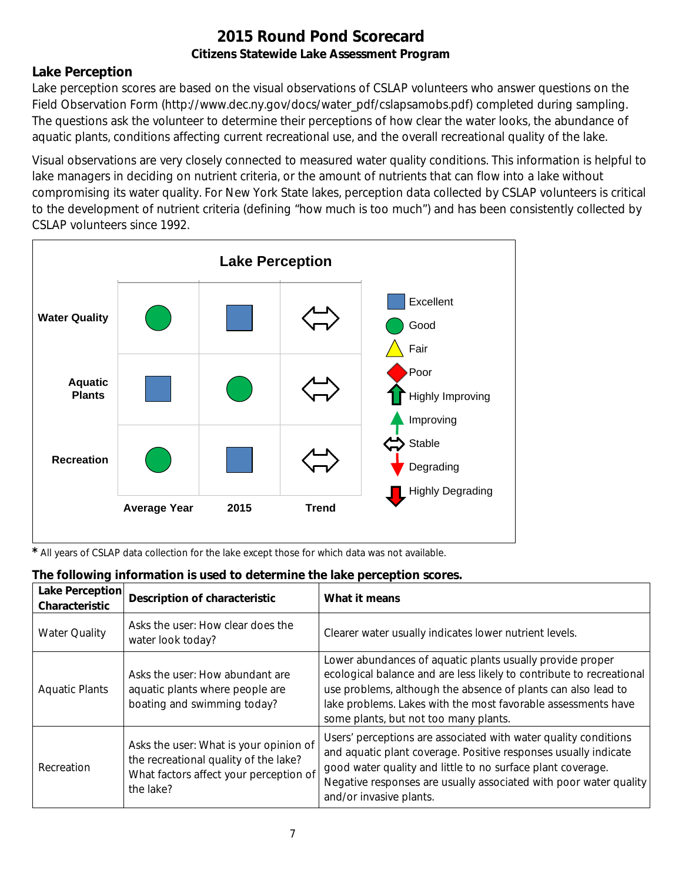# 2015 Round Pond Scorecard

**Citizens Statewide Lake Assessment Program**

## Lake Perception

Lake perception scores are based on the visual observations of CSLAP volunteers who answer questions on the Field Observation Form (http://www.dec.ny.gov/docs/water_pdf/cslapsamobs.pdf) completed during sampling. The questions ask the volunteer to determine their perceptions of how clear the water looks, the abundance of aquatic plants, conditions affecting current recreational use, and the overall recreational quality of the lake.

Visual observations are very closely connected to measured water quality conditions. This information is helpful to lake managers in deciding on nutrient criteria, or the amount of nutrients that can flow into a lake without compromising its water quality. For New York State lakes, perception data collected by CSLAP volunteers is critical to the development of nutrient criteria (defining "how much is too much") and has been consistently collected by CSLAP volunteers since 1992.

**Lake Perception**

| | Average Year | 2015 | Trend |
|---|---|---|---|
| Water Quality | Good | Excellent | Stable |
| Aquatic Plants | Excellent | Good | Stable |
| Recreation | Good | Excellent | Stable |

Legend: Excellent, Good, Fair, Poor, Highly Improving, Improving, Stable, Degrading, Highly Degrading

\* All years of CSLAP data collection for the lake except those for which data was not available.

### The following information is used to determine the lake perception scores.

| Lake Perception Characteristic | Description of characteristic | What it means |
|---|---|---|
| Water Quality | Asks the user: How clear does the water look today? | Clearer water usually indicates lower nutrient levels. |
| Aquatic Plants | Asks the user: How abundant are aquatic plants where people are boating and swimming today? | Lower abundances of aquatic plants usually provide proper ecological balance and are less likely to contribute to recreational use problems, although the absence of plants can also lead to lake problems. Lakes with the most favorable assessments have some plants, but not too many plants. |
| Recreation | Asks the user: What is your opinion of the recreational quality of the lake? What factors affect your perception of the lake? | Users' perceptions are associated with water quality conditions and aquatic plant coverage. Positive responses usually indicate good water quality and little to no surface plant coverage. Negative responses are usually associated with poor water quality and/or invasive plants. |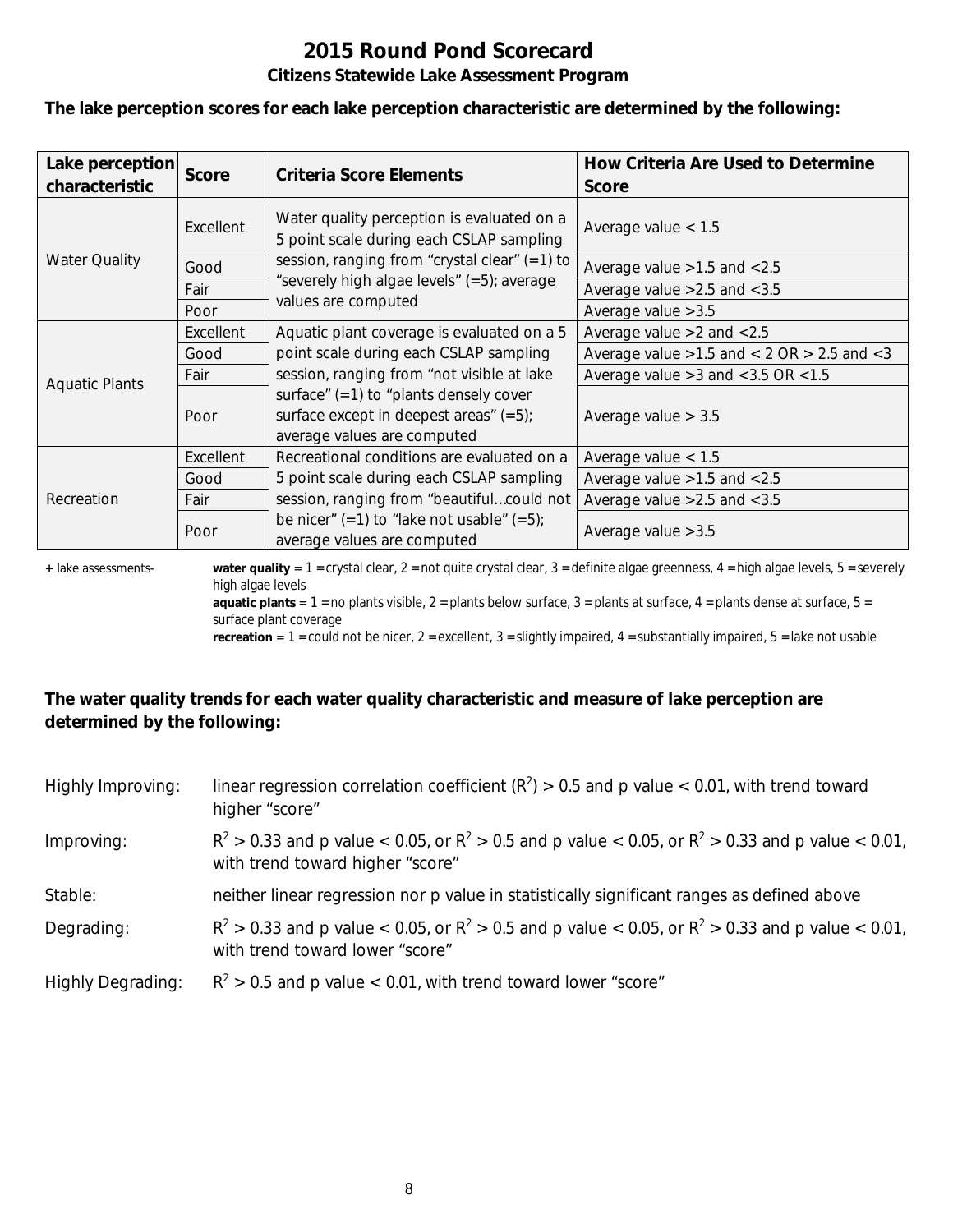# 2015 Round Pond Scorecard

## Citizens Statewide Lake Assessment Program

**The lake perception scores for each lake perception characteristic are determined by the following:**

| Lake perception characteristic | Score | Criteria Score Elements | How Criteria Are Used to Determine Score |
|---|---|---|---|
| Water Quality | Excellent | Water quality perception is evaluated on a 5 point scale during each CSLAP sampling session, ranging from “crystal clear” (=1) to “severely high algae levels” (=5); average values are computed | Average value < 1.5 |
| | Good | | Average value >1.5 and <2.5 |
| | Fair | | Average value >2.5 and <3.5 |
| | Poor | | Average value >3.5 |
| Aquatic Plants | Excellent | Aquatic plant coverage is evaluated on a 5 point scale during each CSLAP sampling session, ranging from “not visible at lake surface” (=1) to “plants densely cover surface except in deepest areas” (=5); average values are computed | Average value >2 and <2.5 |
| | Good | | Average value >1.5 and < 2 OR > 2.5 and <3 |
| | Fair | | Average value >3 and <3.5 OR <1.5 |
| | Poor | | Average value > 3.5 |
| Recreation | Excellent | Recreational conditions are evaluated on a 5 point scale during each CSLAP sampling session, ranging from “beautiful…could not be nicer” (=1) to “lake not usable” (=5); average values are computed | Average value < 1.5 |
| | Good | | Average value >1.5 and <2.5 |
| | Fair | | Average value >2.5 and <3.5 |
| | Poor | | Average value >3.5 |

+ lake assessments- **water quality** = 1 = crystal clear, 2 = not quite crystal clear, 3 = definite algae greenness, 4 = high algae levels, 5 = severely high algae levels
**aquatic plants** = 1 = no plants visible, 2 = plants below surface, 3 = plants at surface, 4 = plants dense at surface, 5 = surface plant coverage
**recreation** = 1 = could not be nicer, 2 = excellent, 3 = slightly impaired, 4 = substantially impaired, 5 = lake not usable

**The water quality trends for each water quality characteristic and measure of lake perception are determined by the following:**

Highly Improving: linear regression correlation coefficient ($R^2$) > 0.5 and p value < 0.01, with trend toward higher “score”

Improving: $R^2$ > 0.33 and p value < 0.05, or $R^2$ > 0.5 and p value < 0.05, or $R^2$ > 0.33 and p value < 0.01, with trend toward higher “score”

Stable: neither linear regression nor p value in statistically significant ranges as defined above

Degrading: $R^2$ > 0.33 and p value < 0.05, or $R^2$ > 0.5 and p value < 0.05, or $R^2$ > 0.33 and p value < 0.01, with trend toward lower “score”

Highly Degrading: $R^2$ > 0.5 and p value < 0.01, with trend toward lower “score”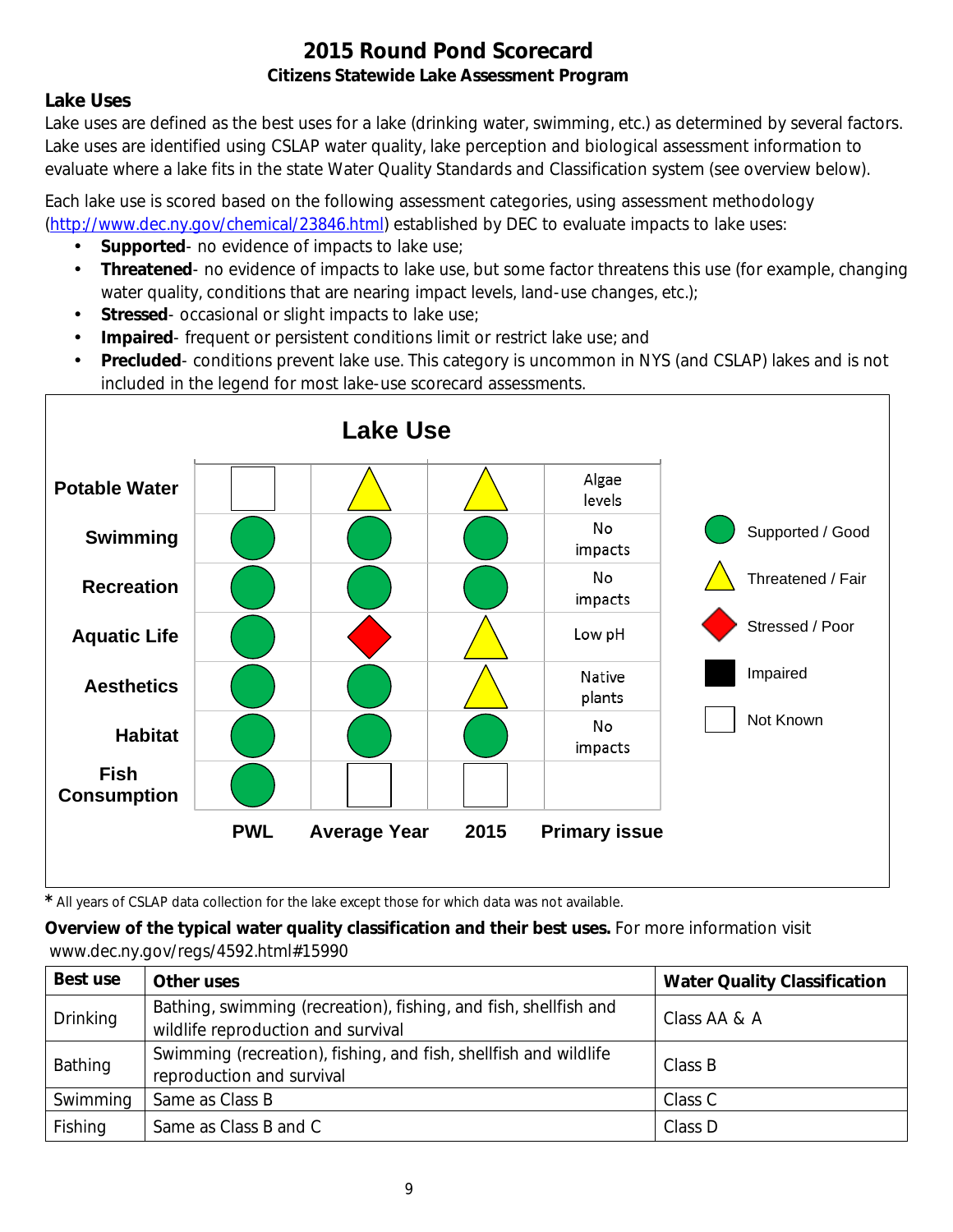# 2015 Round Pond Scorecard

### Citizens Statewide Lake Assessment Program

## Lake Uses

Lake uses are defined as the best uses for a lake (drinking water, swimming, etc.) as determined by several factors. Lake uses are identified using CSLAP water quality, lake perception and biological assessment information to evaluate where a lake fits in the state Water Quality Standards and Classification system (see overview below).

Each lake use is scored based on the following assessment categories, using assessment methodology (http://www.dec.ny.gov/chemical/23846.html) established by DEC to evaluate impacts to lake uses:

- **Supported**- no evidence of impacts to lake use;
- **Threatened**- no evidence of impacts to lake use, but some factor threatens this use (for example, changing water quality, conditions that are nearing impact levels, land-use changes, etc.);
- **Stressed**- occasional or slight impacts to lake use;
- **Impaired**- frequent or persistent conditions limit or restrict lake use; and
- **Precluded**- conditions prevent lake use. This category is uncommon in NYS (and CSLAP) lakes and is not included in the legend for most lake-use scorecard assessments.

**Lake Use**

| | PWL | Average Year | 2015 | Primary issue |
|---|---|---|---|---|
| Potable Water | Not Known | Threatened / Fair | Threatened / Fair | Algae levels |
| Swimming | Supported / Good | Supported / Good | Supported / Good | No impacts |
| Recreation | Supported / Good | Supported / Good | Supported / Good | No impacts |
| Aquatic Life | Supported / Good | Stressed / Poor | Threatened / Fair | Low pH |
| Aesthetics | Supported / Good | Supported / Good | Threatened / Fair | Native plants |
| Habitat | Supported / Good | Supported / Good | Supported / Good | No impacts |
| Fish Consumption | Supported / Good | Not Known | Not Known | |

Legend: Supported / Good; Threatened / Fair; Stressed / Poor; Impaired; Not Known

* All years of CSLAP data collection for the lake except those for which data was not available.

**Overview of the typical water quality classification and their best uses.** For more information visit www.dec.ny.gov/regs/4592.html#15990

| Best use | Other uses | Water Quality Classification |
|---|---|---|
| Drinking | Bathing, swimming (recreation), fishing, and fish, shellfish and wildlife reproduction and survival | Class AA & A |
| Bathing | Swimming (recreation), fishing, and fish, shellfish and wildlife reproduction and survival | Class B |
| Swimming | Same as Class B | Class C |
| Fishing | Same as Class B and C | Class D |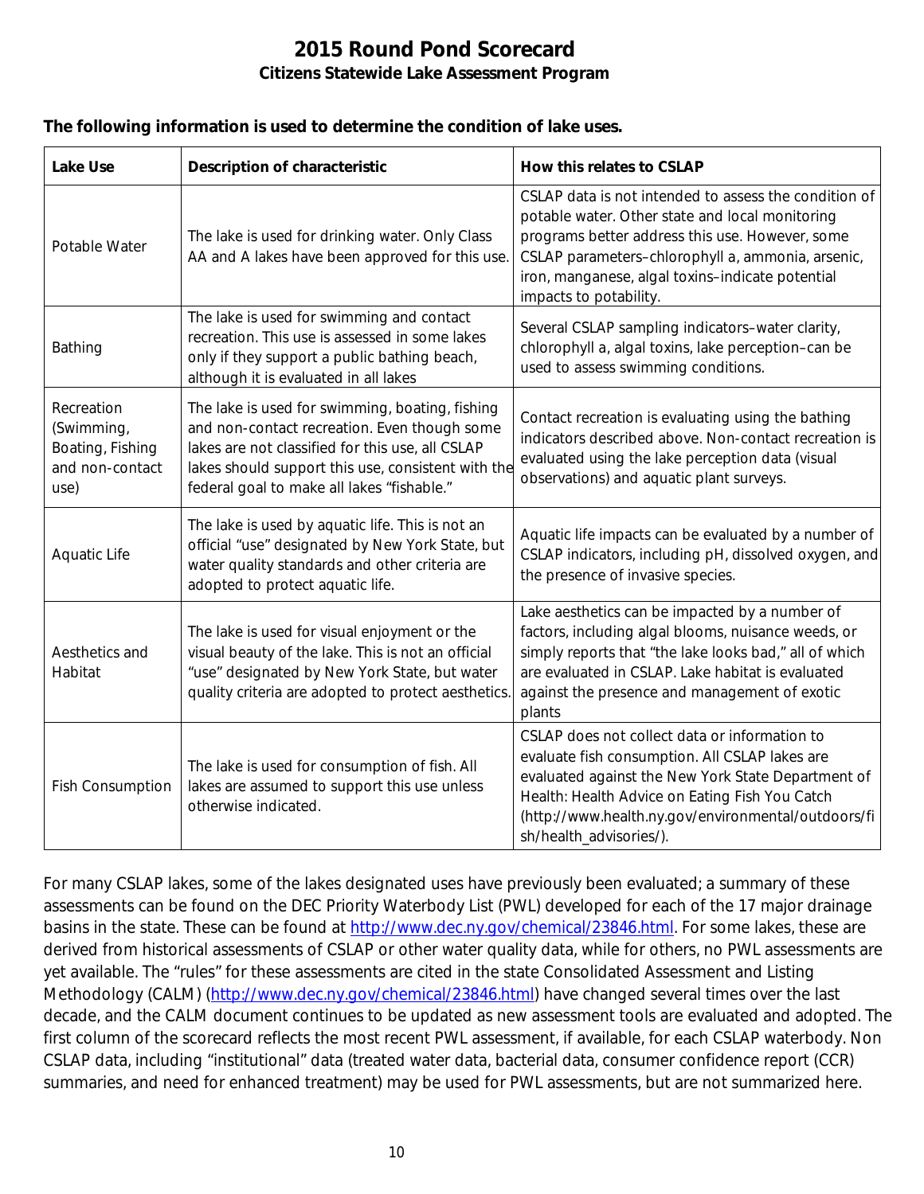# 2015 Round Pond Scorecard

## Citizens Statewide Lake Assessment Program

**The following information is used to determine the condition of lake uses.**

| Lake Use | Description of characteristic | How this relates to CSLAP |
|---|---|---|
| Potable Water | The lake is used for drinking water. Only Class AA and A lakes have been approved for this use. | CSLAP data is not intended to assess the condition of potable water. Other state and local monitoring programs better address this use. However, some CSLAP parameters–chlorophyll a, ammonia, arsenic, iron, manganese, algal toxins–indicate potential impacts to potability. |
| Bathing | The lake is used for swimming and contact recreation. This use is assessed in some lakes only if they support a public bathing beach, although it is evaluated in all lakes | Several CSLAP sampling indicators–water clarity, chlorophyll a, algal toxins, lake perception–can be used to assess swimming conditions. |
| Recreation (Swimming, Boating, Fishing and non-contact use) | The lake is used for swimming, boating, fishing and non-contact recreation. Even though some lakes are not classified for this use, all CSLAP lakes should support this use, consistent with the federal goal to make all lakes "fishable." | Contact recreation is evaluating using the bathing indicators described above. Non-contact recreation is evaluated using the lake perception data (visual observations) and aquatic plant surveys. |
| Aquatic Life | The lake is used by aquatic life. This is not an official "use" designated by New York State, but water quality standards and other criteria are adopted to protect aquatic life. | Aquatic life impacts can be evaluated by a number of CSLAP indicators, including pH, dissolved oxygen, and the presence of invasive species. |
| Aesthetics and Habitat | The lake is used for visual enjoyment or the visual beauty of the lake. This is not an official "use" designated by New York State, but water quality criteria are adopted to protect aesthetics. | Lake aesthetics can be impacted by a number of factors, including algal blooms, nuisance weeds, or simply reports that "the lake looks bad," all of which are evaluated in CSLAP. Lake habitat is evaluated against the presence and management of exotic plants |
| Fish Consumption | The lake is used for consumption of fish. All lakes are assumed to support this use unless otherwise indicated. | CSLAP does not collect data or information to evaluate fish consumption. All CSLAP lakes are evaluated against the New York State Department of Health: Health Advice on Eating Fish You Catch (http://www.health.ny.gov/environmental/outdoors/fish/health_advisories/). |

For many CSLAP lakes, some of the lakes designated uses have previously been evaluated; a summary of these assessments can be found on the DEC Priority Waterbody List (PWL) developed for each of the 17 major drainage basins in the state. These can be found at http://www.dec.ny.gov/chemical/23846.html. For some lakes, these are derived from historical assessments of CSLAP or other water quality data, while for others, no PWL assessments are yet available. The "rules" for these assessments are cited in the state Consolidated Assessment and Listing Methodology (CALM) (http://www.dec.ny.gov/chemical/23846.html) have changed several times over the last decade, and the CALM document continues to be updated as new assessment tools are evaluated and adopted. The first column of the scorecard reflects the most recent PWL assessment, if available, for each CSLAP waterbody. Non CSLAP data, including "institutional" data (treated water data, bacterial data, consumer confidence report (CCR) summaries, and need for enhanced treatment) may be used for PWL assessments, but are not summarized here.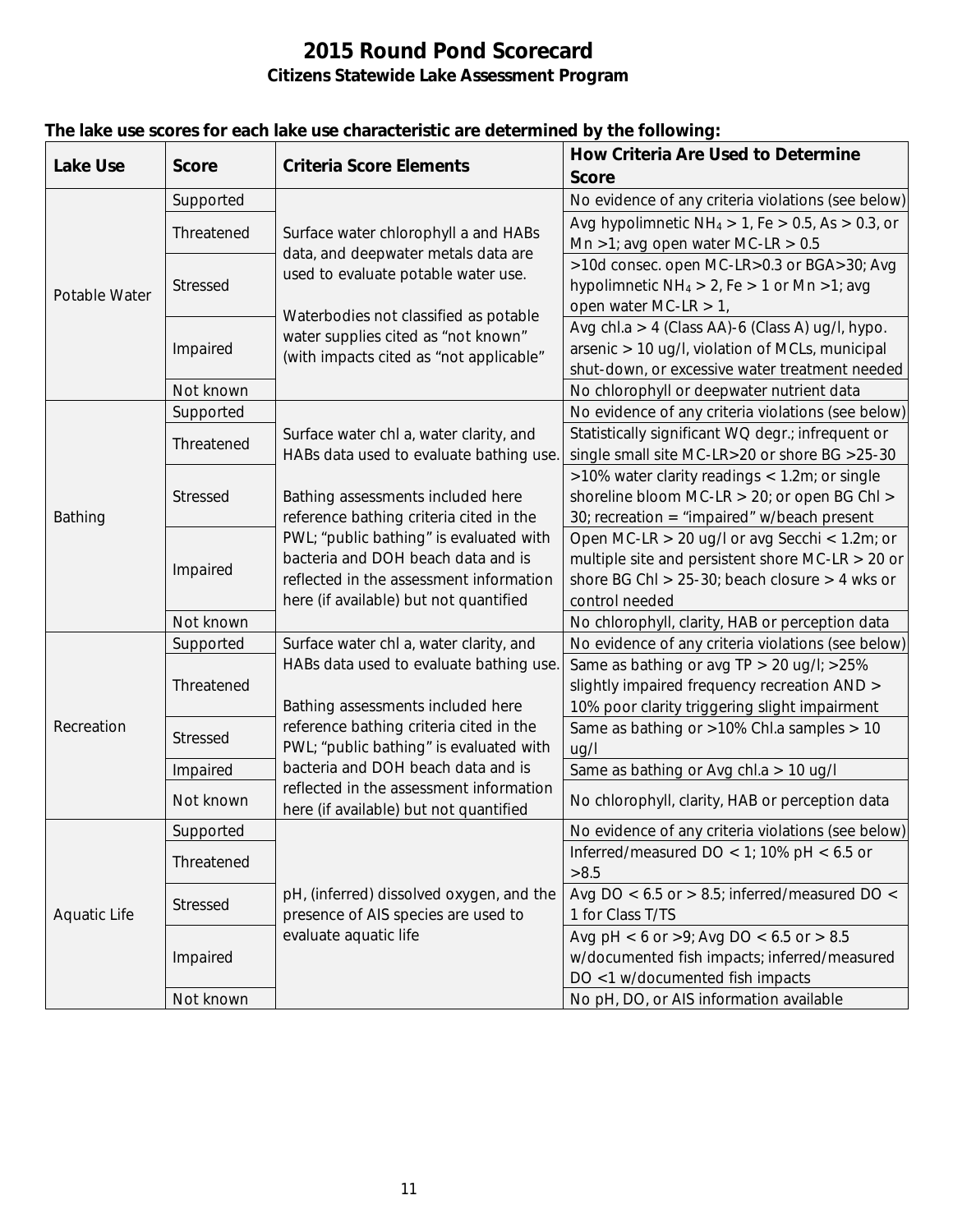# 2015 Round Pond Scorecard

## Citizens Statewide Lake Assessment Program

**The lake use scores for each lake use characteristic are determined by the following:**

| Lake Use | Score | Criteria Score Elements | How Criteria Are Used to Determine Score |
|---|---|---|---|
| Potable Water | Supported | Surface water chlorophyll a and HABs data, and deepwater metals data are used to evaluate potable water use. Waterbodies not classified as potable water supplies cited as "not known" (with impacts cited as "not applicable" | No evidence of any criteria violations (see below) |
| | Threatened | | Avg hypolimnetic $NH_4 > 1$, Fe > 0.5, As > 0.3, or Mn >1; avg open water MC-LR > 0.5 |
| | Stressed | | >10d consec. open MC-LR>0.3 or BGA>30; Avg hypolimnetic $NH_4 > 2$, Fe > 1 or Mn >1; avg open water MC-LR > 1, |
| | Impaired | | Avg chl.a > 4 (Class AA)-6 (Class A) ug/l, hypo. arsenic > 10 ug/l, violation of MCLs, municipal shut-down, or excessive water treatment needed |
| | Not known | | No chlorophyll or deepwater nutrient data |
| Bathing | Supported | Surface water chl a, water clarity, and HABs data used to evaluate bathing use. Bathing assessments included here reference bathing criteria cited in the PWL; "public bathing" is evaluated with bacteria and DOH beach data and is reflected in the assessment information here (if available) but not quantified | No evidence of any criteria violations (see below) |
| | Threatened | | Statistically significant WQ degr.; infrequent or single small site MC-LR>20 or shore BG >25-30 |
| | Stressed | | >10% water clarity readings < 1.2m; or single shoreline bloom MC-LR > 20; or open BG Chl > 30; recreation = "impaired" w/beach present |
| | Impaired | | Open MC-LR > 20 ug/l or avg Secchi < 1.2m; or multiple site and persistent shore MC-LR > 20 or shore BG Chl > 25-30; beach closure > 4 wks or control needed |
| | Not known | | No chlorophyll, clarity, HAB or perception data |
| Recreation | Supported | Surface water chl a, water clarity, and HABs data used to evaluate bathing use. Bathing assessments included here reference bathing criteria cited in the PWL; "public bathing" is evaluated with bacteria and DOH beach data and is reflected in the assessment information here (if available) but not quantified | No evidence of any criteria violations (see below) |
| | Threatened | | Same as bathing or avg TP > 20 ug/l; >25% slightly impaired frequency recreation AND > 10% poor clarity triggering slight impairment |
| | Stressed | | Same as bathing or >10% Chl.a samples > 10 ug/l |
| | Impaired | | Same as bathing or Avg chl.a > 10 ug/l |
| | Not known | | No chlorophyll, clarity, HAB or perception data |
| Aquatic Life | Supported | pH, (inferred) dissolved oxygen, and the presence of AIS species are used to evaluate aquatic life | No evidence of any criteria violations (see below) |
| | Threatened | | Inferred/measured DO < 1; 10% pH < 6.5 or >8.5 |
| | Stressed | | Avg DO < 6.5 or > 8.5; inferred/measured DO < 1 for Class T/TS |
| | Impaired | | Avg pH < 6 or >9; Avg DO < 6.5 or > 8.5 w/documented fish impacts; inferred/measured DO <1 w/documented fish impacts |
| | Not known | | No pH, DO, or AIS information available |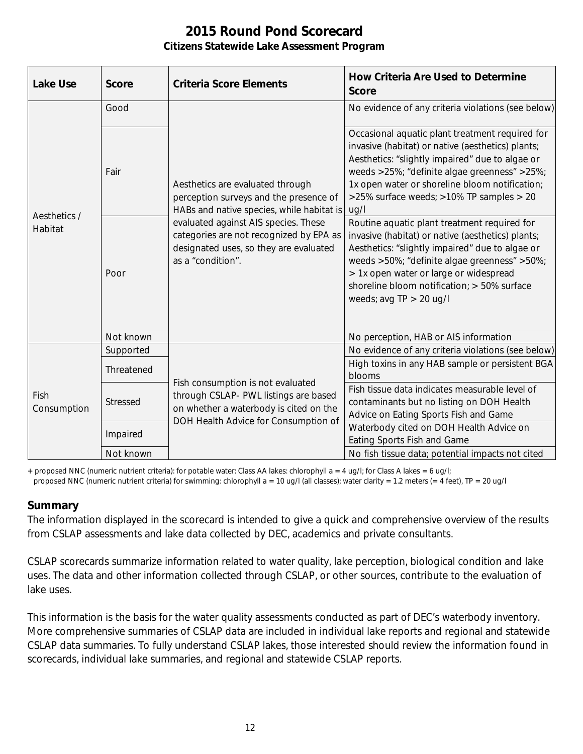# 2015 Round Pond Scorecard

**Citizens Statewide Lake Assessment Program**

| Lake Use | Score | Criteria Score Elements | How Criteria Are Used to Determine Score |
|---|---|---|---|
| Aesthetics / Habitat | Good | Aesthetics are evaluated through perception surveys and the presence of HABs and native species, while habitat is evaluated against AIS species. These categories are not recognized by EPA as designated uses, so they are evaluated as a "condition". | No evidence of any criteria violations (see below) |
| | Fair | | Occasional aquatic plant treatment required for invasive (habitat) or native (aesthetics) plants; Aesthetics: "slightly impaired" due to algae or weeds >25%; "definite algae greenness" >25%; 1x open water or shoreline bloom notification; >25% surface weeds; >10% TP samples > 20 ug/l |
| | Poor | | Routine aquatic plant treatment required for invasive (habitat) or native (aesthetics) plants; Aesthetics: "slightly impaired" due to algae or weeds >50%; "definite algae greenness" >50%; > 1x open water or large or widespread shoreline bloom notification; > 50% surface weeds; avg TP > 20 ug/l |
| | Not known | | No perception, HAB or AIS information |
| Fish Consumption | Supported | Fish consumption is not evaluated through CSLAP- PWL listings are based on whether a waterbody is cited on the DOH Health Advice for Consumption of | No evidence of any criteria violations (see below) |
| | Threatened | | High toxins in any HAB sample or persistent BGA blooms |
| | Stressed | | Fish tissue data indicates measurable level of contaminants but no listing on DOH Health Advice on Eating Sports Fish and Game |
| | Impaired | | Waterbody cited on DOH Health Advice on Eating Sports Fish and Game |
| | Not known | | No fish tissue data; potential impacts not cited |

+ proposed NNC (numeric nutrient criteria): for potable water: Class AA lakes: chlorophyll a = 4 ug/l; for Class A lakes = 6 ug/l;
proposed NNC (numeric nutrient criteria) for swimming: chlorophyll a = 10 ug/l (all classes); water clarity = 1.2 meters (= 4 feet), TP = 20 ug/l

## Summary

The information displayed in the scorecard is intended to give a quick and comprehensive overview of the results from CSLAP assessments and lake data collected by DEC, academics and private consultants.

CSLAP scorecards summarize information related to water quality, lake perception, biological condition and lake uses. The data and other information collected through CSLAP, or other sources, contribute to the evaluation of lake uses.

This information is the basis for the water quality assessments conducted as part of DEC's waterbody inventory. More comprehensive summaries of CSLAP data are included in individual lake reports and regional and statewide CSLAP data summaries. To fully understand CSLAP lakes, those interested should review the information found in scorecards, individual lake summaries, and regional and statewide CSLAP reports.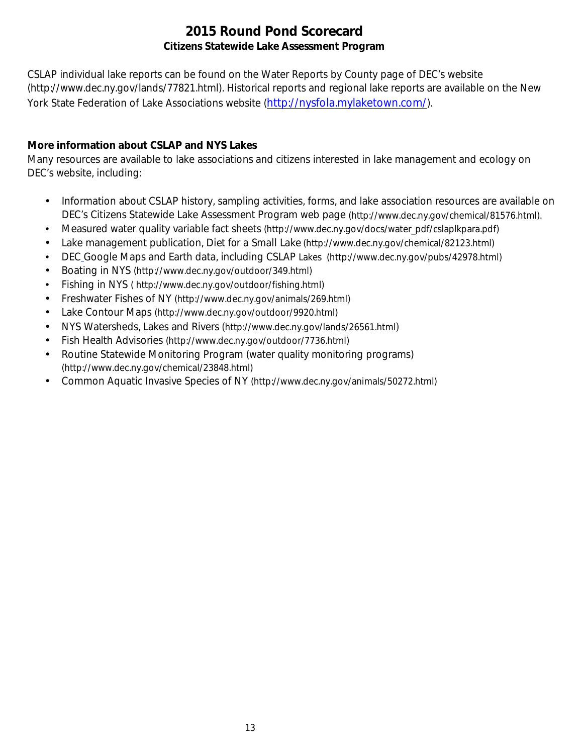# 2015 Round Pond Scorecard

### Citizens Statewide Lake Assessment Program

CSLAP individual lake reports can be found on the Water Reports by County page of DEC's website (http://www.dec.ny.gov/lands/77821.html). Historical reports and regional lake reports are available on the New York State Federation of Lake Associations website (http://nysfola.mylaketown.com/).

**More information about CSLAP and NYS Lakes**

Many resources are available to lake associations and citizens interested in lake management and ecology on DEC's website, including:

- Information about CSLAP history, sampling activities, forms, and lake association resources are available on DEC's Citizens Statewide Lake Assessment Program web page (http://www.dec.ny.gov/chemical/81576.html).
- Measured water quality variable fact sheets (http://www.dec.ny.gov/docs/water_pdf/cslaplkpara.pdf)
- Lake management publication, Diet for a Small Lake (http://www.dec.ny.gov/chemical/82123.html)
- DEC Google Maps and Earth data, including CSLAP Lakes (http://www.dec.ny.gov/pubs/42978.html)
- Boating in NYS (http://www.dec.ny.gov/outdoor/349.html)
- Fishing in NYS ( http://www.dec.ny.gov/outdoor/fishing.html)
- Freshwater Fishes of NY (http://www.dec.ny.gov/animals/269.html)
- Lake Contour Maps (http://www.dec.ny.gov/outdoor/9920.html)
- NYS Watersheds, Lakes and Rivers (http://www.dec.ny.gov/lands/26561.html)
- Fish Health Advisories (http://www.dec.ny.gov/outdoor/7736.html)
- Routine Statewide Monitoring Program (water quality monitoring programs) (http://www.dec.ny.gov/chemical/23848.html)
- Common Aquatic Invasive Species of NY (http://www.dec.ny.gov/animals/50272.html)